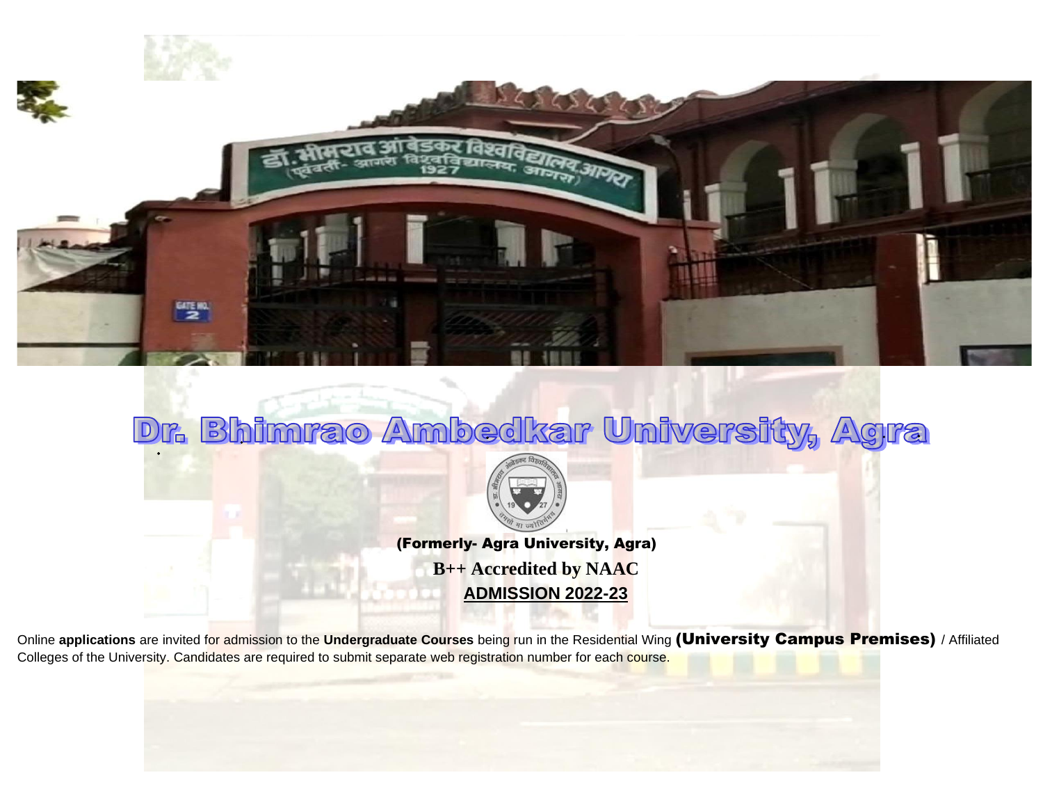# Dr. Bhimrao Ambedkar University, Agra

(Formerly- Agra University, Agra)

**B++ Accredited by NAAC**

**ADMISSION 2022-23**

Online **applications** are invited for admission to the **Undergraduate Courses** being run in the Residential Wing **(University Campus Premises)** / Affiliated Colleges of the University. Candidates are required to submit separate web registration number for each course.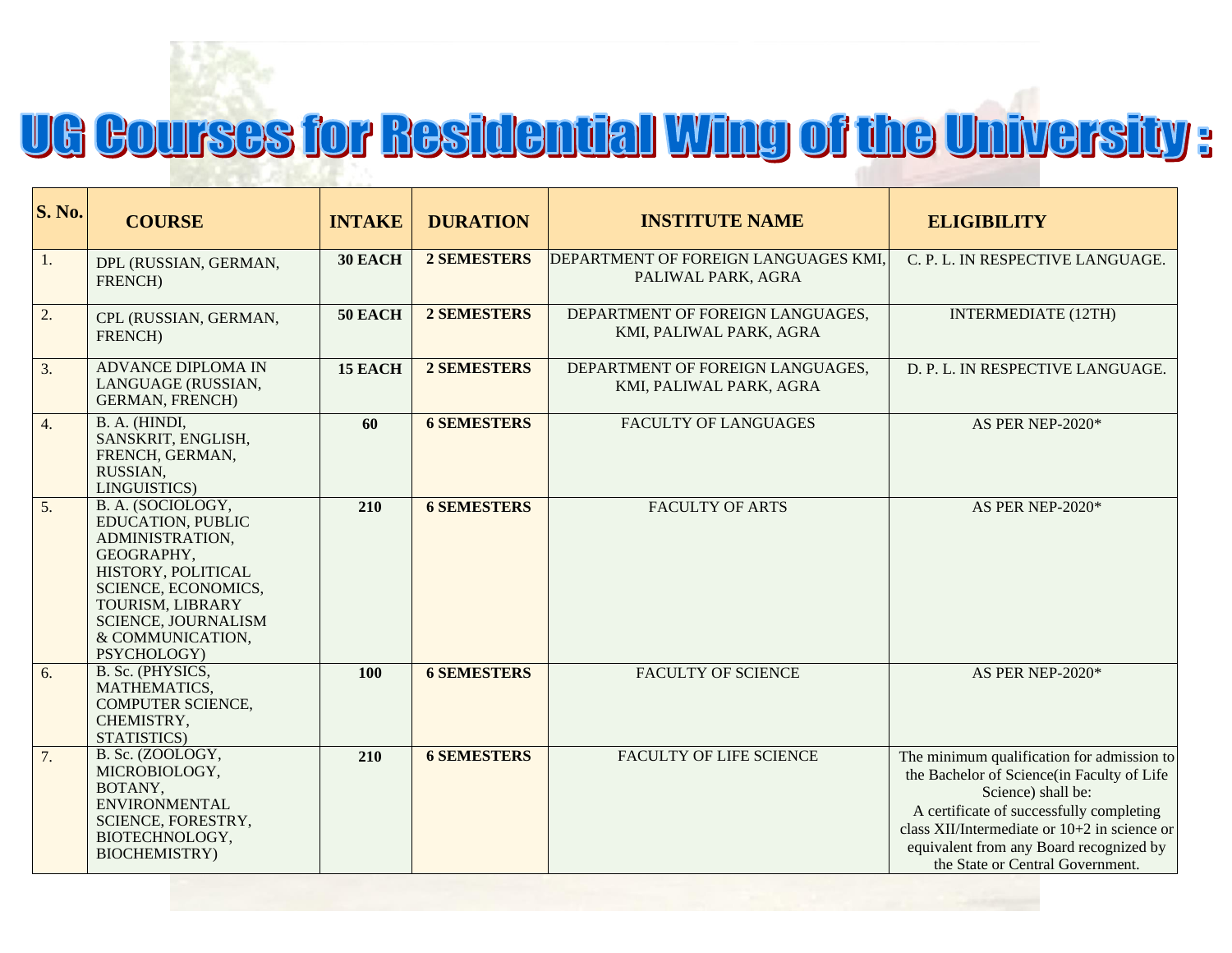# UG Courses for Residential Wing of the University :

| S. No. | COURSE | INTAKE | DURATION | INSTITUTE NAME | ELIGIBILITY |
|---|---|---|---|---|---|
| 1. | DPL (RUSSIAN, GERMAN, FRENCH) | **30 EACH** | **2 SEMESTERS** | DEPARTMENT OF FOREIGN LANGUAGES KMI, PALIWAL PARK, AGRA | C. P. L. IN RESPECTIVE LANGUAGE. |
| 2. | CPL (RUSSIAN, GERMAN, FRENCH) | **50 EACH** | **2 SEMESTERS** | DEPARTMENT OF FOREIGN LANGUAGES, KMI, PALIWAL PARK, AGRA | INTERMEDIATE (12TH) |
| 3. | ADVANCE DIPLOMA IN LANGUAGE (RUSSIAN, GERMAN, FRENCH) | **15 EACH** | **2 SEMESTERS** | DEPARTMENT OF FOREIGN LANGUAGES, KMI, PALIWAL PARK, AGRA | D. P. L. IN RESPECTIVE LANGUAGE. |
| 4. | B. A. (HINDI, SANSKRIT, ENGLISH, FRENCH, GERMAN, RUSSIAN, LINGUISTICS) | **60** | **6 SEMESTERS** | FACULTY OF LANGUAGES | AS PER NEP-2020* |
| 5. | B. A. (SOCIOLOGY, EDUCATION, PUBLIC ADMINISTRATION, GEOGRAPHY, HISTORY, POLITICAL SCIENCE, ECONOMICS, TOURISM, LIBRARY SCIENCE, JOURNALISM & COMMUNICATION, PSYCHOLOGY) | **210** | **6 SEMESTERS** | FACULTY OF ARTS | AS PER NEP-2020* |
| 6. | B. Sc. (PHYSICS, MATHEMATICS, COMPUTER SCIENCE, CHEMISTRY, STATISTICS) | **100** | **6 SEMESTERS** | FACULTY OF SCIENCE | AS PER NEP-2020* |
| 7. | B. Sc. (ZOOLOGY, MICROBIOLOGY, BOTANY, ENVIRONMENTAL SCIENCE, FORESTRY, BIOTECHNOLOGY, BIOCHEMISTRY) | **210** | **6 SEMESTERS** | FACULTY OF LIFE SCIENCE | The minimum qualification for admission to the Bachelor of Science(in Faculty of Life Science) shall be: A certificate of successfully completing class XII/Intermediate or 10+2 in science or equivalent from any Board recognized by the State or Central Government. |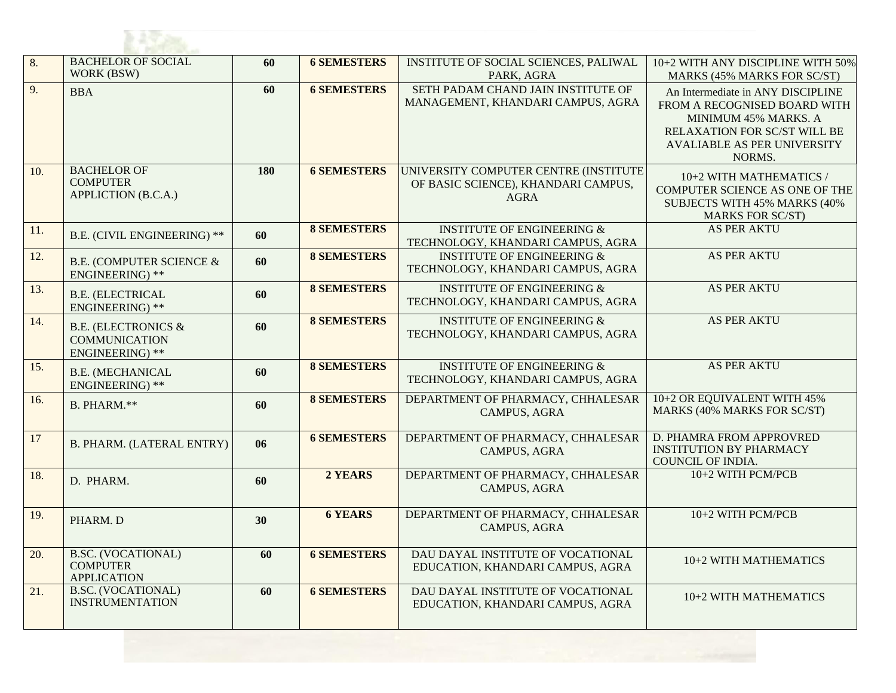| 8. | BACHELOR OF SOCIAL WORK (BSW) | 60 | 6 SEMESTERS | INSTITUTE OF SOCIAL SCIENCES, PALIWAL PARK, AGRA | 10+2 WITH ANY DISCIPLINE WITH 50% MARKS (45% MARKS FOR SC/ST) |
|---|---|---|---|---|---|
| 9. | BBA | 60 | 6 SEMESTERS | SETH PADAM CHAND JAIN INSTITUTE OF MANAGEMENT, KHANDARI CAMPUS, AGRA | An Intermediate in ANY DISCIPLINE FROM A RECOGNISED BOARD WITH MINIMUM 45% MARKS. A RELAXATION FOR SC/ST WILL BE AVALIABLE AS PER UNIVERSITY NORMS. |
| 10. | BACHELOR OF COMPUTER APPLICTION (B.C.A.) | 180 | 6 SEMESTERS | UNIVERSITY COMPUTER CENTRE (INSTITUTE OF BASIC SCIENCE), KHANDARI CAMPUS, AGRA | 10+2 WITH MATHEMATICS / COMPUTER SCIENCE AS ONE OF THE SUBJECTS WITH 45% MARKS (40% MARKS FOR SC/ST) |
| 11. | B.E. (CIVIL ENGINEERING) ** | 60 | 8 SEMESTERS | INSTITUTE OF ENGINEERING & TECHNOLOGY, KHANDARI CAMPUS, AGRA | AS PER AKTU |
| 12. | B.E. (COMPUTER SCIENCE & ENGINEERING) ** | 60 | 8 SEMESTERS | INSTITUTE OF ENGINEERING & TECHNOLOGY, KHANDARI CAMPUS, AGRA | AS PER AKTU |
| 13. | B.E. (ELECTRICAL ENGINEERING) ** | 60 | 8 SEMESTERS | INSTITUTE OF ENGINEERING & TECHNOLOGY, KHANDARI CAMPUS, AGRA | AS PER AKTU |
| 14. | B.E. (ELECTRONICS & COMMUNICATION ENGINEERING) ** | 60 | 8 SEMESTERS | INSTITUTE OF ENGINEERING & TECHNOLOGY, KHANDARI CAMPUS, AGRA | AS PER AKTU |
| 15. | B.E. (MECHANICAL ENGINEERING) ** | 60 | 8 SEMESTERS | INSTITUTE OF ENGINEERING & TECHNOLOGY, KHANDARI CAMPUS, AGRA | AS PER AKTU |
| 16. | B. PHARM.** | 60 | 8 SEMESTERS | DEPARTMENT OF PHARMACY, CHHALESAR CAMPUS, AGRA | 10+2 OR EQUIVALENT WITH 45% MARKS (40% MARKS FOR SC/ST) |
| 17 | B. PHARM. (LATERAL ENTRY) | 06 | 6 SEMESTERS | DEPARTMENT OF PHARMACY, CHHALESAR CAMPUS, AGRA | D. PHAMRA FROM APPROVRED INSTITUTION BY PHARMACY COUNCIL OF INDIA. |
| 18. | D. PHARM. | 60 | 2 YEARS | DEPARTMENT OF PHARMACY, CHHALESAR CAMPUS, AGRA | 10+2 WITH PCM/PCB |
| 19. | PHARM. D | 30 | 6 YEARS | DEPARTMENT OF PHARMACY, CHHALESAR CAMPUS, AGRA | 10+2 WITH PCM/PCB |
| 20. | B.SC. (VOCATIONAL) COMPUTER APPLICATION | 60 | 6 SEMESTERS | DAU DAYAL INSTITUTE OF VOCATIONAL EDUCATION, KHANDARI CAMPUS, AGRA | 10+2 WITH MATHEMATICS |
| 21. | B.SC. (VOCATIONAL) INSTRUMENTATION | 60 | 6 SEMESTERS | DAU DAYAL INSTITUTE OF VOCATIONAL EDUCATION, KHANDARI CAMPUS, AGRA | 10+2 WITH MATHEMATICS |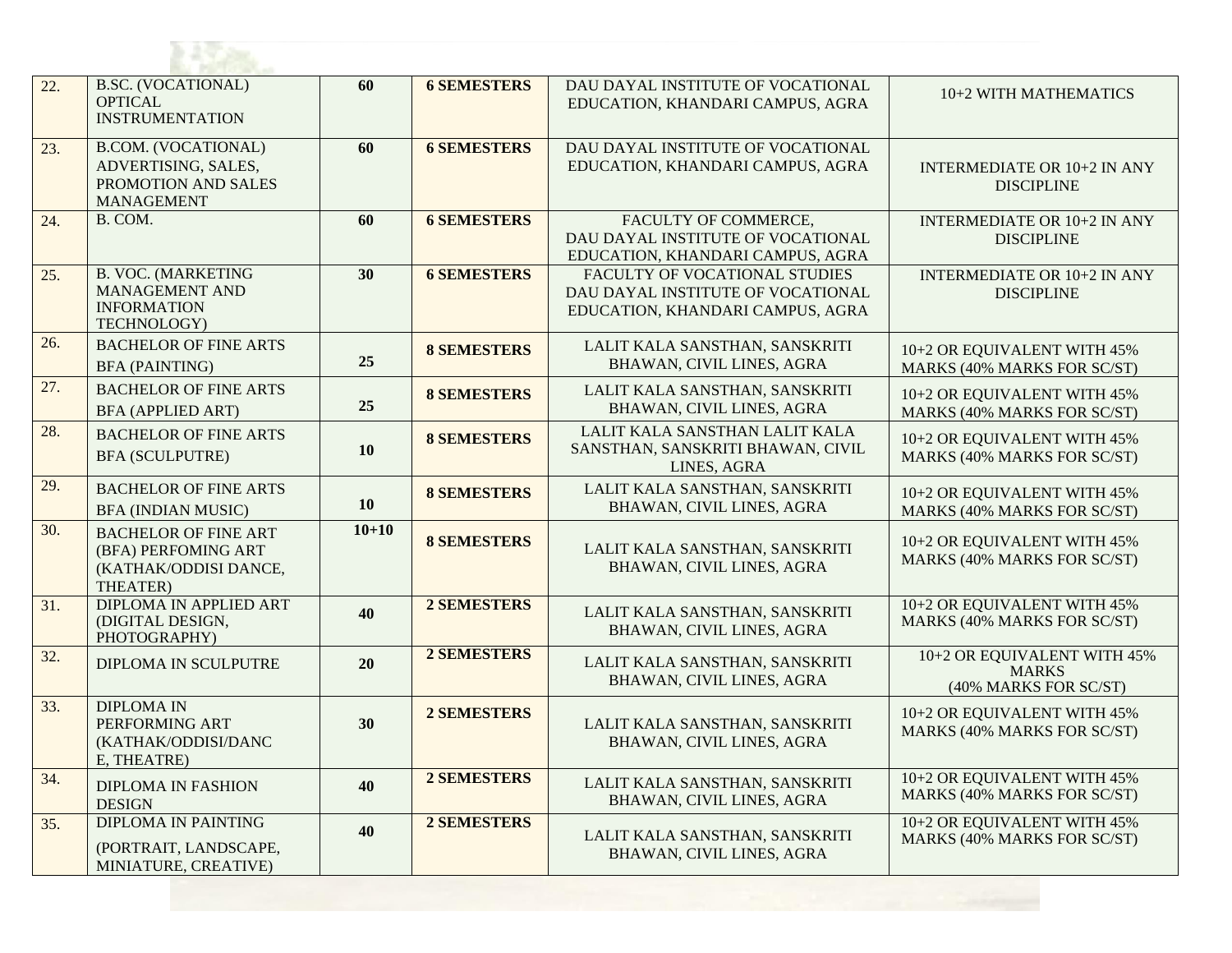| | | | | | |
|---|---|---|---|---|---|
| 22. | B.SC. (VOCATIONAL) OPTICAL INSTRUMENTATION | **60** | **6 SEMESTERS** | DAU DAYAL INSTITUTE OF VOCATIONAL EDUCATION, KHANDARI CAMPUS, AGRA | 10+2 WITH MATHEMATICS |
| 23. | B.COM. (VOCATIONAL) ADVERTISING, SALES, PROMOTION AND SALES MANAGEMENT | **60** | **6 SEMESTERS** | DAU DAYAL INSTITUTE OF VOCATIONAL EDUCATION, KHANDARI CAMPUS, AGRA | INTERMEDIATE OR 10+2 IN ANY DISCIPLINE |
| 24. | B. COM. | **60** | **6 SEMESTERS** | FACULTY OF COMMERCE, DAU DAYAL INSTITUTE OF VOCATIONAL EDUCATION, KHANDARI CAMPUS, AGRA | INTERMEDIATE OR 10+2 IN ANY DISCIPLINE |
| 25. | B. VOC. (MARKETING MANAGEMENT AND INFORMATION TECHNOLOGY) | **30** | **6 SEMESTERS** | FACULTY OF VOCATIONAL STUDIES DAU DAYAL INSTITUTE OF VOCATIONAL EDUCATION, KHANDARI CAMPUS, AGRA | INTERMEDIATE OR 10+2 IN ANY DISCIPLINE |
| 26. | BACHELOR OF FINE ARTS BFA (PAINTING) | **25** | **8 SEMESTERS** | LALIT KALA SANSTHAN, SANSKRITI BHAWAN, CIVIL LINES, AGRA | 10+2 OR EQUIVALENT WITH 45% MARKS (40% MARKS FOR SC/ST) |
| 27. | BACHELOR OF FINE ARTS BFA (APPLIED ART) | **25** | **8 SEMESTERS** | LALIT KALA SANSTHAN, SANSKRITI BHAWAN, CIVIL LINES, AGRA | 10+2 OR EQUIVALENT WITH 45% MARKS (40% MARKS FOR SC/ST) |
| 28. | BACHELOR OF FINE ARTS BFA (SCULPUTRE) | **10** | **8 SEMESTERS** | LALIT KALA SANSTHAN LALIT KALA SANSTHAN, SANSKRITI BHAWAN, CIVIL LINES, AGRA | 10+2 OR EQUIVALENT WITH 45% MARKS (40% MARKS FOR SC/ST) |
| 29. | BACHELOR OF FINE ARTS BFA (INDIAN MUSIC) | **10** | **8 SEMESTERS** | LALIT KALA SANSTHAN, SANSKRITI BHAWAN, CIVIL LINES, AGRA | 10+2 OR EQUIVALENT WITH 45% MARKS (40% MARKS FOR SC/ST) |
| 30. | BACHELOR OF FINE ART (BFA) PERFOMING ART (KATHAK/ODDISI DANCE, THEATER) | **10+10** | **8 SEMESTERS** | LALIT KALA SANSTHAN, SANSKRITI BHAWAN, CIVIL LINES, AGRA | 10+2 OR EQUIVALENT WITH 45% MARKS (40% MARKS FOR SC/ST) |
| 31. | DIPLOMA IN APPLIED ART (DIGITAL DESIGN, PHOTOGRAPHY) | **40** | **2 SEMESTERS** | LALIT KALA SANSTHAN, SANSKRITI BHAWAN, CIVIL LINES, AGRA | 10+2 OR EQUIVALENT WITH 45% MARKS (40% MARKS FOR SC/ST) |
| 32. | DIPLOMA IN SCULPUTRE | **20** | **2 SEMESTERS** | LALIT KALA SANSTHAN, SANSKRITI BHAWAN, CIVIL LINES, AGRA | 10+2 OR EQUIVALENT WITH 45% MARKS (40% MARKS FOR SC/ST) |
| 33. | DIPLOMA IN PERFORMING ART (KATHAK/ODDISI/DANC E, THEATRE) | **30** | **2 SEMESTERS** | LALIT KALA SANSTHAN, SANSKRITI BHAWAN, CIVIL LINES, AGRA | 10+2 OR EQUIVALENT WITH 45% MARKS (40% MARKS FOR SC/ST) |
| 34. | DIPLOMA IN FASHION DESIGN | **40** | **2 SEMESTERS** | LALIT KALA SANSTHAN, SANSKRITI BHAWAN, CIVIL LINES, AGRA | 10+2 OR EQUIVALENT WITH 45% MARKS (40% MARKS FOR SC/ST) |
| 35. | DIPLOMA IN PAINTING (PORTRAIT, LANDSCAPE, MINIATURE, CREATIVE) | **40** | **2 SEMESTERS** | LALIT KALA SANSTHAN, SANSKRITI BHAWAN, CIVIL LINES, AGRA | 10+2 OR EQUIVALENT WITH 45% MARKS (40% MARKS FOR SC/ST) |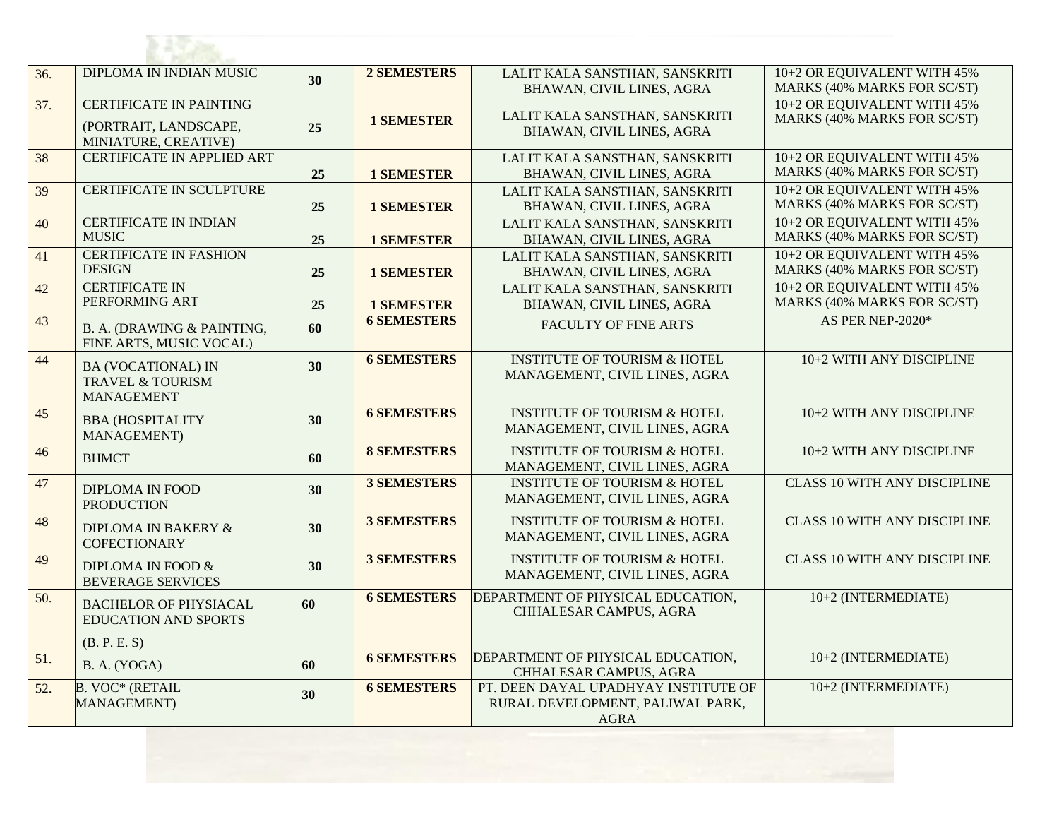| 36. | DIPLOMA IN INDIAN MUSIC | 30 | 2 SEMESTERS | LALIT KALA SANSTHAN, SANSKRITI BHAWAN, CIVIL LINES, AGRA | 10+2 OR EQUIVALENT WITH 45% MARKS (40% MARKS FOR SC/ST) |
|---|---|---|---|---|---|
| 37. | CERTIFICATE IN PAINTING (PORTRAIT, LANDSCAPE, MINIATURE, CREATIVE) | 25 | 1 SEMESTER | LALIT KALA SANSTHAN, SANSKRITI BHAWAN, CIVIL LINES, AGRA | 10+2 OR EQUIVALENT WITH 45% MARKS (40% MARKS FOR SC/ST) |
| 38 | CERTIFICATE IN APPLIED ART | 25 | 1 SEMESTER | LALIT KALA SANSTHAN, SANSKRITI BHAWAN, CIVIL LINES, AGRA | 10+2 OR EQUIVALENT WITH 45% MARKS (40% MARKS FOR SC/ST) |
| 39 | CERTIFICATE IN SCULPTURE | 25 | 1 SEMESTER | LALIT KALA SANSTHAN, SANSKRITI BHAWAN, CIVIL LINES, AGRA | 10+2 OR EQUIVALENT WITH 45% MARKS (40% MARKS FOR SC/ST) |
| 40 | CERTIFICATE IN INDIAN MUSIC | 25 | 1 SEMESTER | LALIT KALA SANSTHAN, SANSKRITI BHAWAN, CIVIL LINES, AGRA | 10+2 OR EQUIVALENT WITH 45% MARKS (40% MARKS FOR SC/ST) |
| 41 | CERTIFICATE IN FASHION DESIGN | 25 | 1 SEMESTER | LALIT KALA SANSTHAN, SANSKRITI BHAWAN, CIVIL LINES, AGRA | 10+2 OR EQUIVALENT WITH 45% MARKS (40% MARKS FOR SC/ST) |
| 42 | CERTIFICATE IN PERFORMING ART | 25 | 1 SEMESTER | LALIT KALA SANSTHAN, SANSKRITI BHAWAN, CIVIL LINES, AGRA | 10+2 OR EQUIVALENT WITH 45% MARKS (40% MARKS FOR SC/ST) |
| 43 | B. A. (DRAWING & PAINTING, FINE ARTS, MUSIC VOCAL) | 60 | 6 SEMESTERS | FACULTY OF FINE ARTS | AS PER NEP-2020* |
| 44 | BA (VOCATIONAL) IN TRAVEL & TOURISM MANAGEMENT | 30 | 6 SEMESTERS | INSTITUTE OF TOURISM & HOTEL MANAGEMENT, CIVIL LINES, AGRA | 10+2 WITH ANY DISCIPLINE |
| 45 | BBA (HOSPITALITY MANAGEMENT) | 30 | 6 SEMESTERS | INSTITUTE OF TOURISM & HOTEL MANAGEMENT, CIVIL LINES, AGRA | 10+2 WITH ANY DISCIPLINE |
| 46 | BHMCT | 60 | 8 SEMESTERS | INSTITUTE OF TOURISM & HOTEL MANAGEMENT, CIVIL LINES, AGRA | 10+2 WITH ANY DISCIPLINE |
| 47 | DIPLOMA IN FOOD PRODUCTION | 30 | 3 SEMESTERS | INSTITUTE OF TOURISM & HOTEL MANAGEMENT, CIVIL LINES, AGRA | CLASS 10 WITH ANY DISCIPLINE |
| 48 | DIPLOMA IN BAKERY & COFECTIONARY | 30 | 3 SEMESTERS | INSTITUTE OF TOURISM & HOTEL MANAGEMENT, CIVIL LINES, AGRA | CLASS 10 WITH ANY DISCIPLINE |
| 49 | DIPLOMA IN FOOD & BEVERAGE SERVICES | 30 | 3 SEMESTERS | INSTITUTE OF TOURISM & HOTEL MANAGEMENT, CIVIL LINES, AGRA | CLASS 10 WITH ANY DISCIPLINE |
| 50. | BACHELOR OF PHYSIACAL EDUCATION AND SPORTS (B. P. E. S) | 60 | 6 SEMESTERS | DEPARTMENT OF PHYSICAL EDUCATION, CHHALESAR CAMPUS, AGRA | 10+2 (INTERMEDIATE) |
| 51. | B. A. (YOGA) | 60 | 6 SEMESTERS | DEPARTMENT OF PHYSICAL EDUCATION, CHHALESAR CAMPUS, AGRA | 10+2 (INTERMEDIATE) |
| 52. | B. VOC* (RETAIL MANAGEMENT) | 30 | 6 SEMESTERS | PT. DEEN DAYAL UPADHYAY INSTITUTE OF RURAL DEVELOPMENT, PALIWAL PARK, AGRA | 10+2 (INTERMEDIATE) |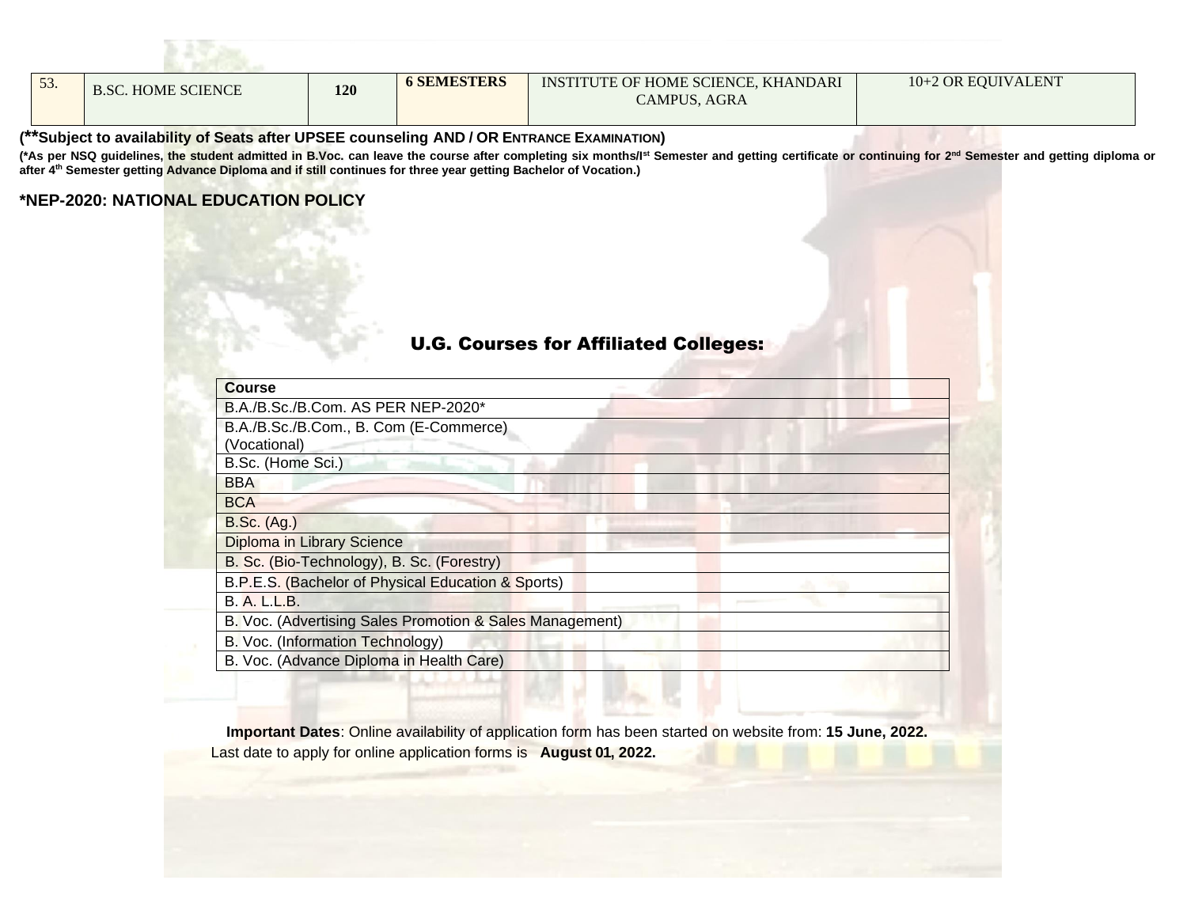| 53. | B.SC. HOME SCIENCE | 120 | 6 SEMESTERS | INSTITUTE OF HOME SCIENCE, KHANDARI CAMPUS, AGRA | 10+2 OR EQUIVALENT |
|---|---|---|---|---|---|

**(**Subject to availability of Seats after UPSEE counseling AND / OR ENTRANCE EXAMINATION)**

**(*As per NSQ guidelines, the student admitted in B.Voc. can leave the course after completing six months/Ist Semester and getting certificate or continuing for 2nd Semester and getting diploma or after 4th Semester getting Advance Diploma and if still continues for three year getting Bachelor of Vocation.)**

**\*NEP-2020: NATIONAL EDUCATION POLICY**

## U.G. Courses for Affiliated Colleges:

| Course |
|---|
| B.A./B.Sc./B.Com. AS PER NEP-2020* |
| B.A./B.Sc./B.Com., B. Com (E-Commerce) (Vocational) |
| B.Sc. (Home Sci.) |
| BBA |
| BCA |
| B.Sc. (Ag.) |
| Diploma in Library Science |
| B. Sc. (Bio-Technology), B. Sc. (Forestry) |
| B.P.E.S. (Bachelor of Physical Education & Sports) |
| B. A. L.L.B. |
| B. Voc. (Advertising Sales Promotion & Sales Management) |
| B. Voc. (Information Technology) |
| B. Voc. (Advance Diploma in Health Care) |

**Important Dates**: Online availability of application form has been started on website from: **15 June, 2022.** Last date to apply for online application forms is **August 01, 2022.**